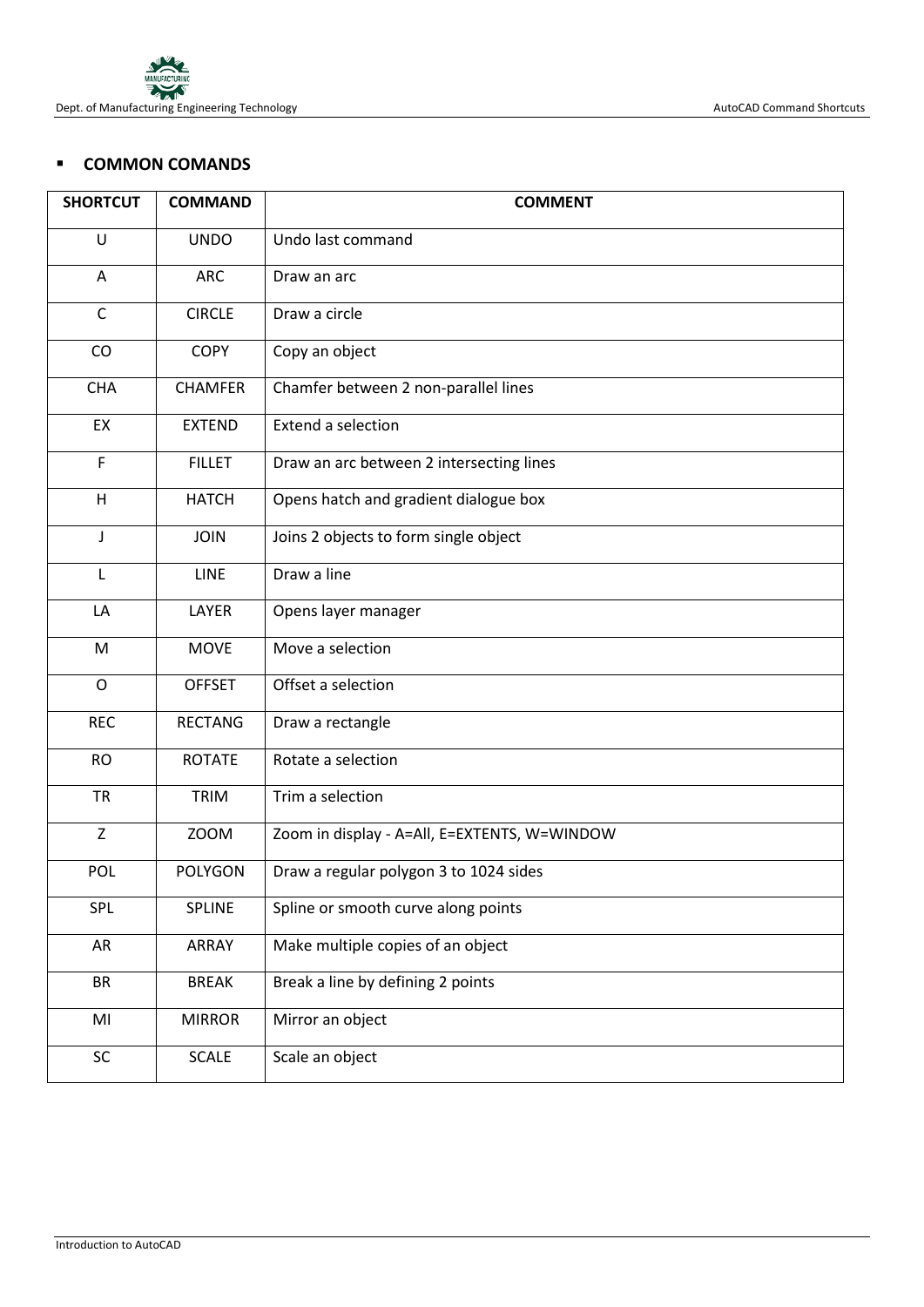- **COMMON COMANDS**

| SHORTCUT | COMMAND | COMMENT |
|---|---|---|
| U | UNDO | Undo last command |
| A | ARC | Draw an arc |
| C | CIRCLE | Draw a circle |
| CO | COPY | Copy an object |
| CHA | CHAMFER | Chamfer between 2 non-parallel lines |
| EX | EXTEND | Extend a selection |
| F | FILLET | Draw an arc between 2 intersecting lines |
| H | HATCH | Opens hatch and gradient dialogue box |
| J | JOIN | Joins 2 objects to form single object |
| L | LINE | Draw a line |
| LA | LAYER | Opens layer manager |
| M | MOVE | Move a selection |
| O | OFFSET | Offset a selection |
| REC | RECTANG | Draw a rectangle |
| RO | ROTATE | Rotate a selection |
| TR | TRIM | Trim a selection |
| Z | ZOOM | Zoom in display - A=All, E=EXTENTS, W=WINDOW |
| POL | POLYGON | Draw a regular polygon 3 to 1024 sides |
| SPL | SPLINE | Spline or smooth curve along points |
| AR | ARRAY | Make multiple copies of an object |
| BR | BREAK | Break a line by defining 2 points |
| MI | MIRROR | Mirror an object |
| SC | SCALE | Scale an object |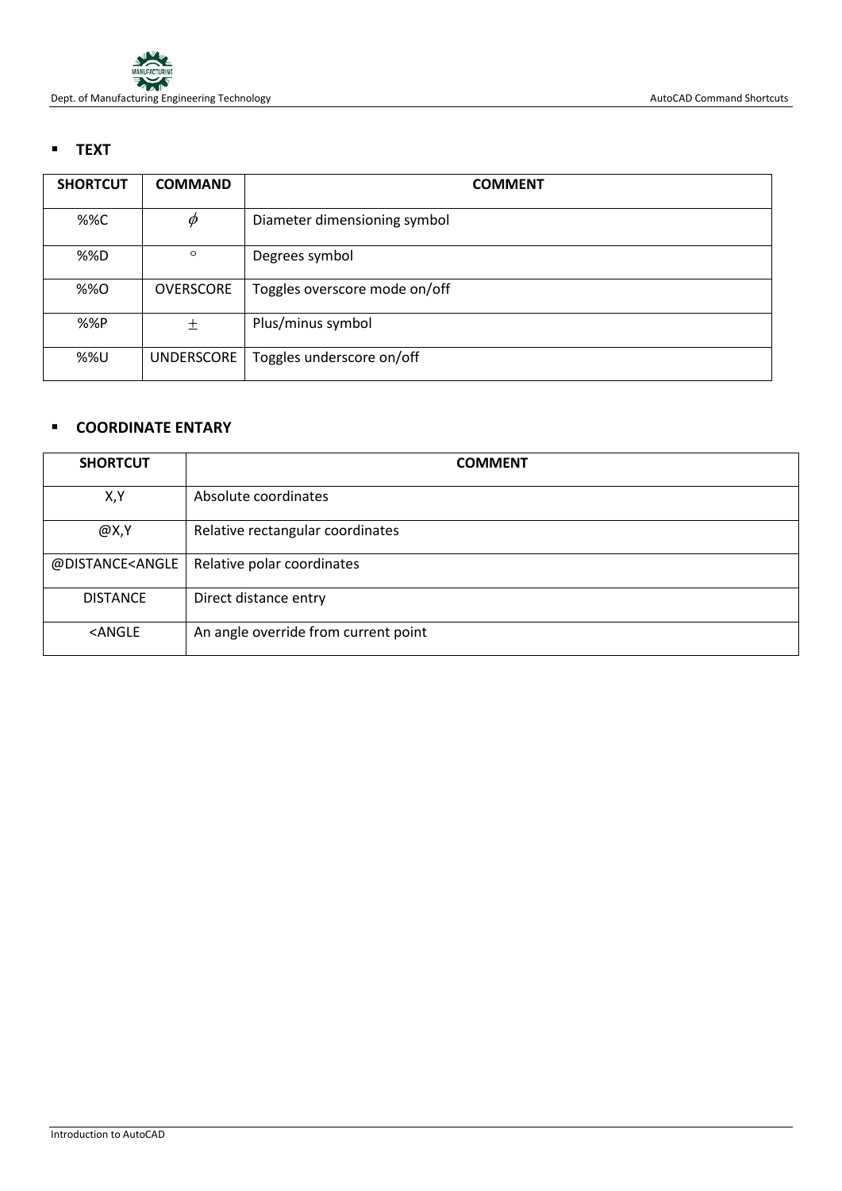- **TEXT**

| SHORTCUT | COMMAND | COMMENT |
|---|---|---|
| %%C | $\phi$ | Diameter dimensioning symbol |
| %%D | ° | Degrees symbol |
| %%O | OVERSCORE | Toggles overscore mode on/off |
| %%P | $\pm$ | Plus/minus symbol |
| %%U | UNDERSCORE | Toggles underscore on/off |

- **COORDINATE ENTARY**

| SHORTCUT | COMMENT |
|---|---|
| X,Y | Absolute coordinates |
| @X,Y | Relative rectangular coordinates |
| @DISTANCE<ANGLE | Relative polar coordinates |
| DISTANCE | Direct distance entry |
| <ANGLE | An angle override from current point |